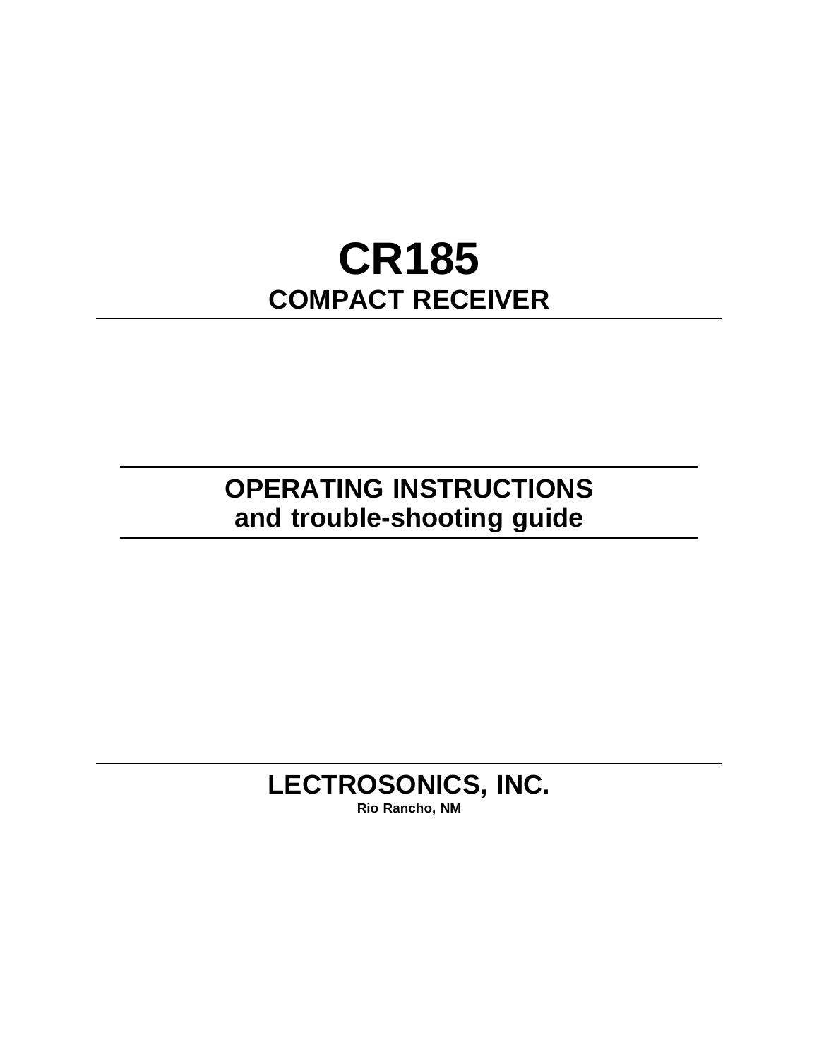# CR185

## COMPACT RECEIVER

---

## OPERATING INSTRUCTIONS
## and trouble-shooting guide

---

## LECTROSONICS, INC.

**Rio Rancho, NM**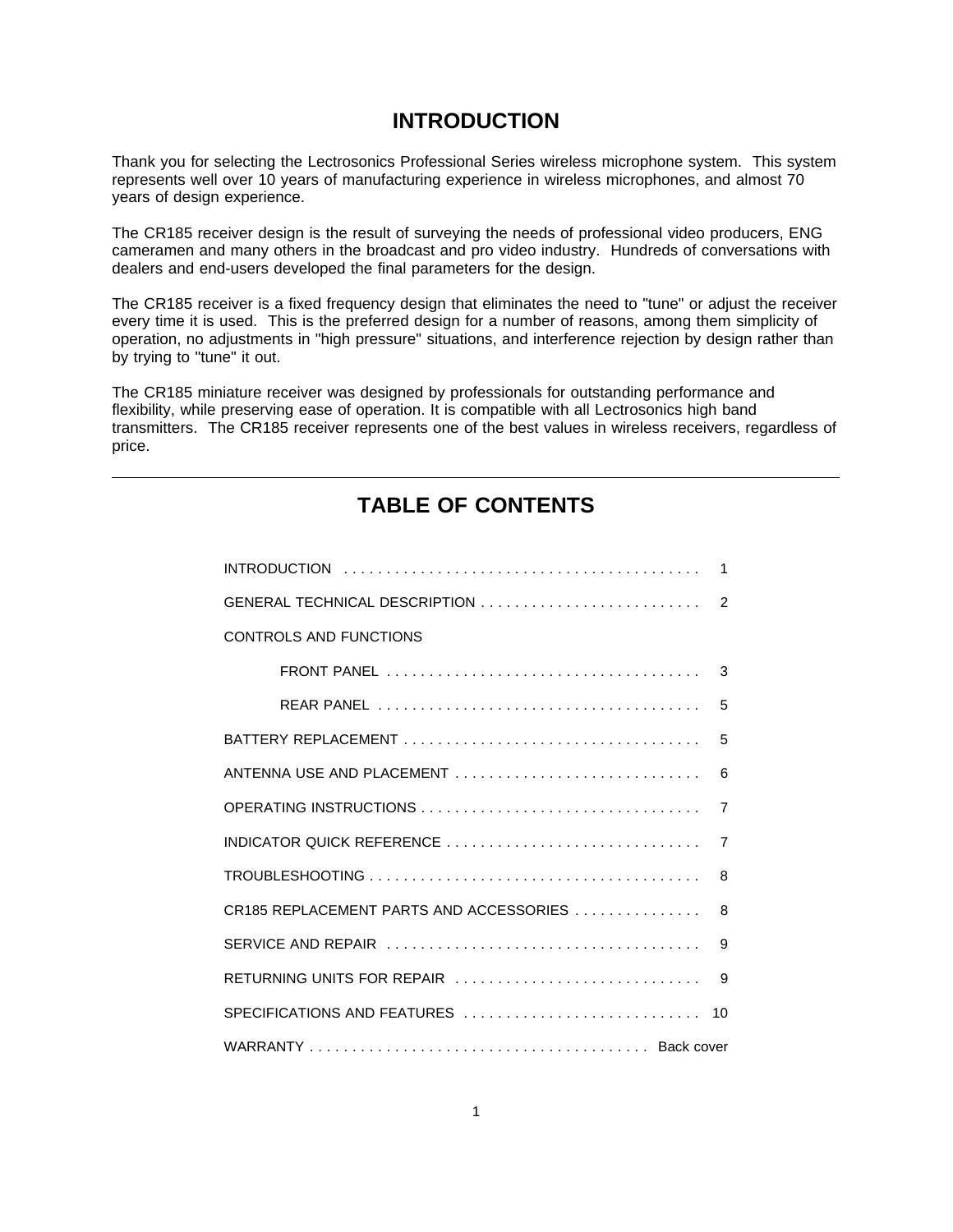# INTRODUCTION

Thank you for selecting the Lectrosonics Professional Series wireless microphone system. This system represents well over 10 years of manufacturing experience in wireless microphones, and almost 70 years of design experience.

The CR185 receiver design is the result of surveying the needs of professional video producers, ENG cameramen and many others in the broadcast and pro video industry. Hundreds of conversations with dealers and end-users developed the final parameters for the design.

The CR185 receiver is a fixed frequency design that eliminates the need to "tune" or adjust the receiver every time it is used. This is the preferred design for a number of reasons, among them simplicity of operation, no adjustments in "high pressure" situations, and interference rejection by design rather than by trying to "tune" it out.

The CR185 miniature receiver was designed by professionals for outstanding performance and flexibility, while preserving ease of operation. It is compatible with all Lectrosonics high band transmitters. The CR185 receiver represents one of the best values in wireless receivers, regardless of price.

---

# TABLE OF CONTENTS

| | |
|---|---|
| INTRODUCTION | 1 |
| GENERAL TECHNICAL DESCRIPTION | 2 |
| CONTROLS AND FUNCTIONS | |
| FRONT PANEL | 3 |
| REAR PANEL | 5 |
| BATTERY REPLACEMENT | 5 |
| ANTENNA USE AND PLACEMENT | 6 |
| OPERATING INSTRUCTIONS | 7 |
| INDICATOR QUICK REFERENCE | 7 |
| TROUBLESHOOTING | 8 |
| CR185 REPLACEMENT PARTS AND ACCESSORIES | 8 |
| SERVICE AND REPAIR | 9 |
| RETURNING UNITS FOR REPAIR | 9 |
| SPECIFICATIONS AND FEATURES | 10 |
| WARRANTY | Back cover |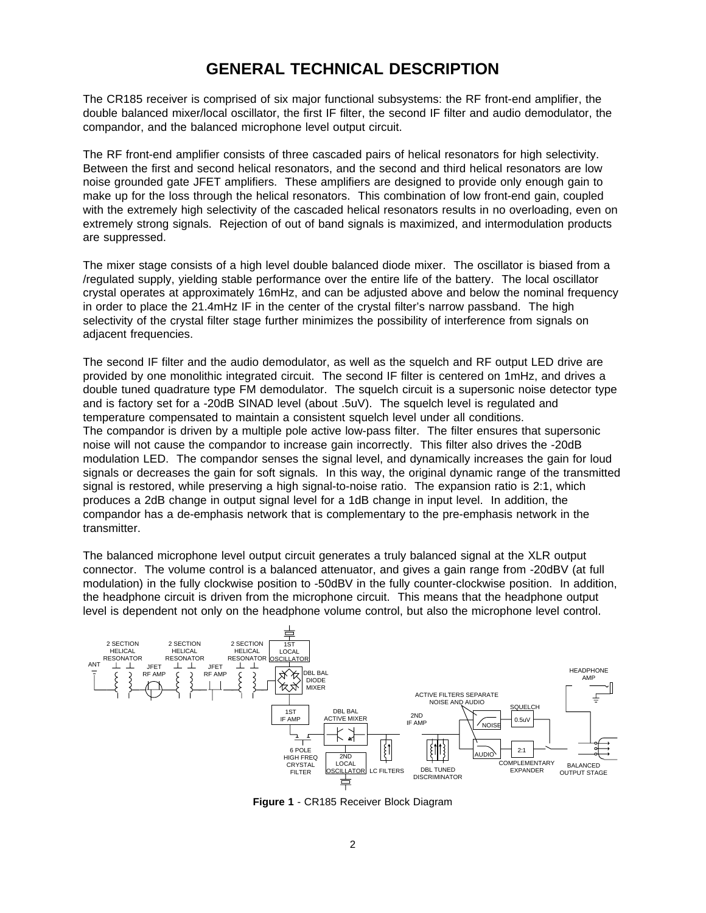# GENERAL TECHNICAL DESCRIPTION

The CR185 receiver is comprised of six major functional subsystems: the RF front-end amplifier, the double balanced mixer/local oscillator, the first IF filter, the second IF filter and audio demodulator, the compandor, and the balanced microphone level output circuit.

The RF front-end amplifier consists of three cascaded pairs of helical resonators for high selectivity. Between the first and second helical resonators, and the second and third helical resonators are low noise grounded gate JFET amplifiers. These amplifiers are designed to provide only enough gain to make up for the loss through the helical resonators. This combination of low front-end gain, coupled with the extremely high selectivity of the cascaded helical resonators results in no overloading, even on extremely strong signals. Rejection of out of band signals is maximized, and intermodulation products are suppressed.

The mixer stage consists of a high level double balanced diode mixer. The oscillator is biased from a /regulated supply, yielding stable performance over the entire life of the battery. The local oscillator crystal operates at approximately 16mHz, and can be adjusted above and below the nominal frequency in order to place the 21.4mHz IF in the center of the crystal filter's narrow passband. The high selectivity of the crystal filter stage further minimizes the possibility of interference from signals on adjacent frequencies.

The second IF filter and the audio demodulator, as well as the squelch and RF output LED drive are provided by one monolithic integrated circuit. The second IF filter is centered on 1mHz, and drives a double tuned quadrature type FM demodulator. The squelch circuit is a supersonic noise detector type and is factory set for a -20dB SINAD level (about .5uV). The squelch level is regulated and temperature compensated to maintain a consistent squelch level under all conditions.
The compandor is driven by a multiple pole active low-pass filter. The filter ensures that supersonic noise will not cause the compandor to increase gain incorrectly. This filter also drives the -20dB modulation LED. The compandor senses the signal level, and dynamically increases the gain for loud signals or decreases the gain for soft signals. In this way, the original dynamic range of the transmitted signal is restored, while preserving a high signal-to-noise ratio. The expansion ratio is 2:1, which produces a 2dB change in output signal level for a 1dB change in input level. In addition, the compandor has a de-emphasis network that is complementary to the pre-emphasis network in the transmitter.

The balanced microphone level output circuit generates a truly balanced signal at the XLR output connector. The volume control is a balanced attenuator, and gives a gain range from -20dBV (at full modulation) in the fully clockwise position to -50dBV in the fully counter-clockwise position. In addition, the headphone circuit is driven from the microphone circuit. This means that the headphone output level is dependent not only on the headphone volume control, but also the microphone level control.

**Figure 1** - CR185 Receiver Block Diagram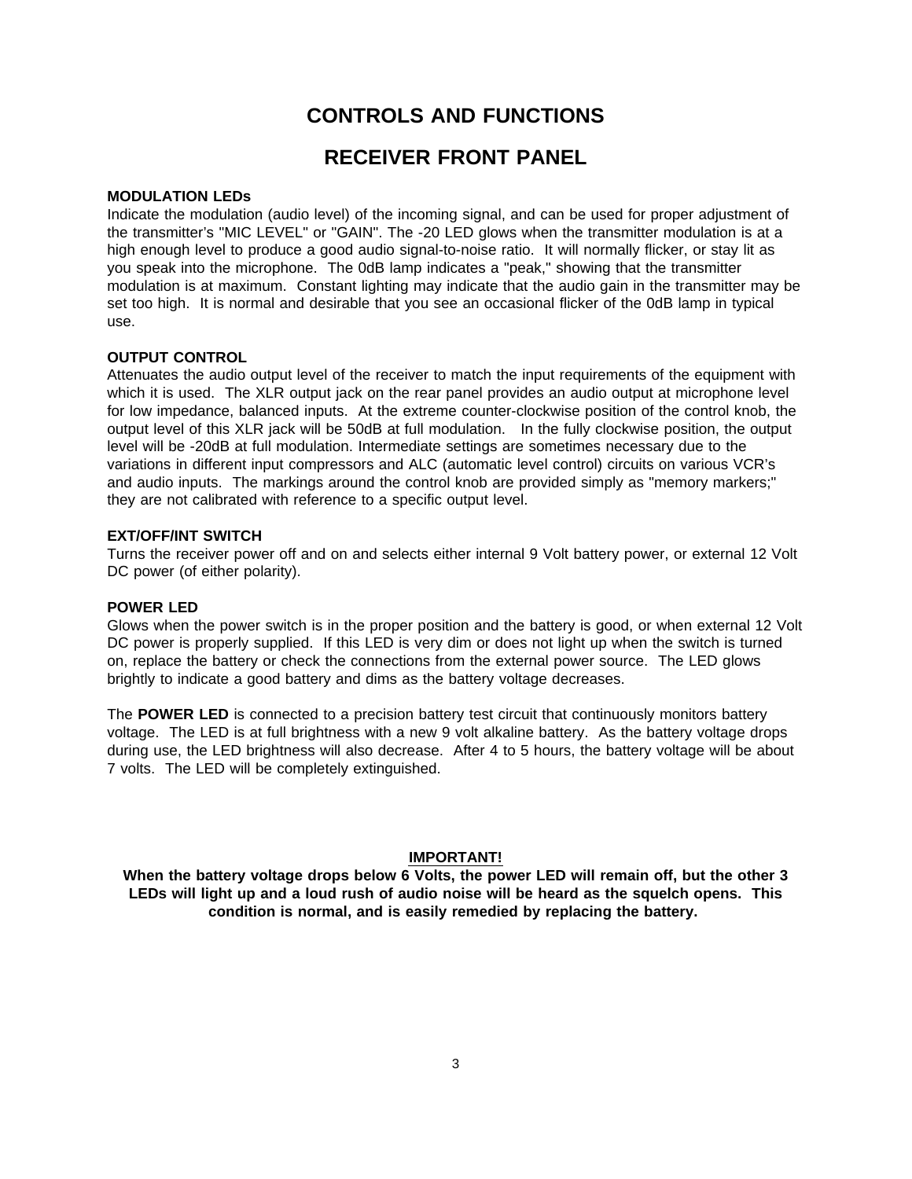# CONTROLS AND FUNCTIONS

## RECEIVER FRONT PANEL

**MODULATION LEDs**

Indicate the modulation (audio level) of the incoming signal, and can be used for proper adjustment of the transmitter's "MIC LEVEL" or "GAIN". The -20 LED glows when the transmitter modulation is at a high enough level to produce a good audio signal-to-noise ratio. It will normally flicker, or stay lit as you speak into the microphone. The 0dB lamp indicates a "peak," showing that the transmitter modulation is at maximum. Constant lighting may indicate that the audio gain in the transmitter may be set too high. It is normal and desirable that you see an occasional flicker of the 0dB lamp in typical use.

**OUTPUT CONTROL**

Attenuates the audio output level of the receiver to match the input requirements of the equipment with which it is used. The XLR output jack on the rear panel provides an audio output at microphone level for low impedance, balanced inputs. At the extreme counter-clockwise position of the control knob, the output level of this XLR jack will be 50dB at full modulation. In the fully clockwise position, the output level will be -20dB at full modulation. Intermediate settings are sometimes necessary due to the variations in different input compressors and ALC (automatic level control) circuits on various VCR's and audio inputs. The markings around the control knob are provided simply as "memory markers;" they are not calibrated with reference to a specific output level.

**EXT/OFF/INT SWITCH**

Turns the receiver power off and on and selects either internal 9 Volt battery power, or external 12 Volt DC power (of either polarity).

**POWER LED**

Glows when the power switch is in the proper position and the battery is good, or when external 12 Volt DC power is properly supplied. If this LED is very dim or does not light up when the switch is turned on, replace the battery or check the connections from the external power source. The LED glows brightly to indicate a good battery and dims as the battery voltage decreases.

The **POWER LED** is connected to a precision battery test circuit that continuously monitors battery voltage. The LED is at full brightness with a new 9 volt alkaline battery. As the battery voltage drops during use, the LED brightness will also decrease. After 4 to 5 hours, the battery voltage will be about 7 volts. The LED will be completely extinguished.

**IMPORTANT!**

**When the battery voltage drops below 6 Volts, the power LED will remain off, but the other 3 LEDs will light up and a loud rush of audio noise will be heard as the squelch opens. This condition is normal, and is easily remedied by replacing the battery.**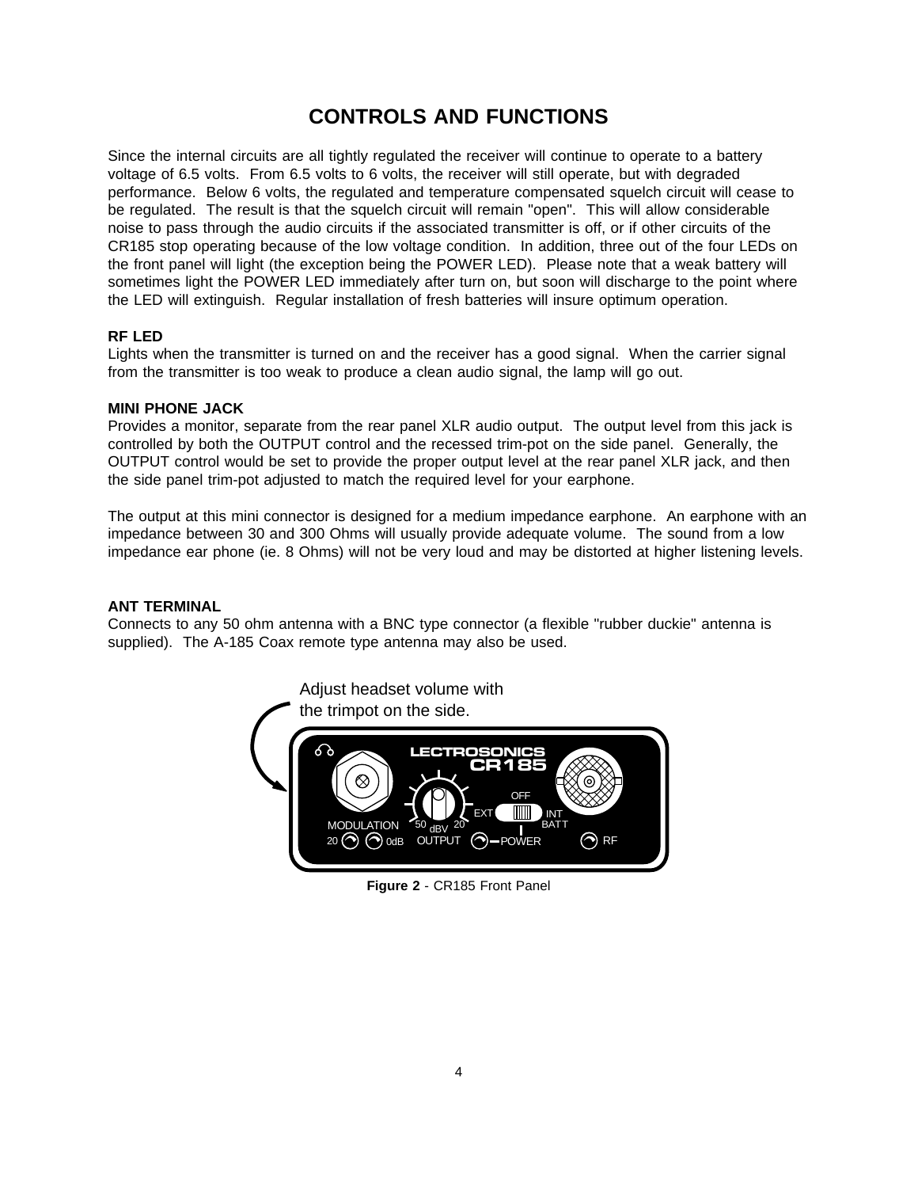# CONTROLS AND FUNCTIONS

Since the internal circuits are all tightly regulated the receiver will continue to operate to a battery voltage of 6.5 volts. From 6.5 volts to 6 volts, the receiver will still operate, but with degraded performance. Below 6 volts, the regulated and temperature compensated squelch circuit will cease to be regulated. The result is that the squelch circuit will remain "open". This will allow considerable noise to pass through the audio circuits if the associated transmitter is off, or if other circuits of the CR185 stop operating because of the low voltage condition. In addition, three out of the four LEDs on the front panel will light (the exception being the POWER LED). Please note that a weak battery will sometimes light the POWER LED immediately after turn on, but soon will discharge to the point where the LED will extinguish. Regular installation of fresh batteries will insure optimum operation.

**RF LED**
Lights when the transmitter is turned on and the receiver has a good signal. When the carrier signal from the transmitter is too weak to produce a clean audio signal, the lamp will go out.

**MINI PHONE JACK**
Provides a monitor, separate from the rear panel XLR audio output. The output level from this jack is controlled by both the OUTPUT control and the recessed trim-pot on the side panel. Generally, the OUTPUT control would be set to provide the proper output level at the rear panel XLR jack, and then the side panel trim-pot adjusted to match the required level for your earphone.

The output at this mini connector is designed for a medium impedance earphone. An earphone with an impedance between 30 and 300 Ohms will usually provide adequate volume. The sound from a low impedance ear phone (ie. 8 Ohms) will not be very loud and may be distorted at higher listening levels.

**ANT TERMINAL**
Connects to any 50 ohm antenna with a BNC type connector (a flexible "rubber duckie" antenna is supplied). The A-185 Coax remote type antenna may also be used.

Adjust headset volume with the trimpot on the side.

**Figure 2** - CR185 Front Panel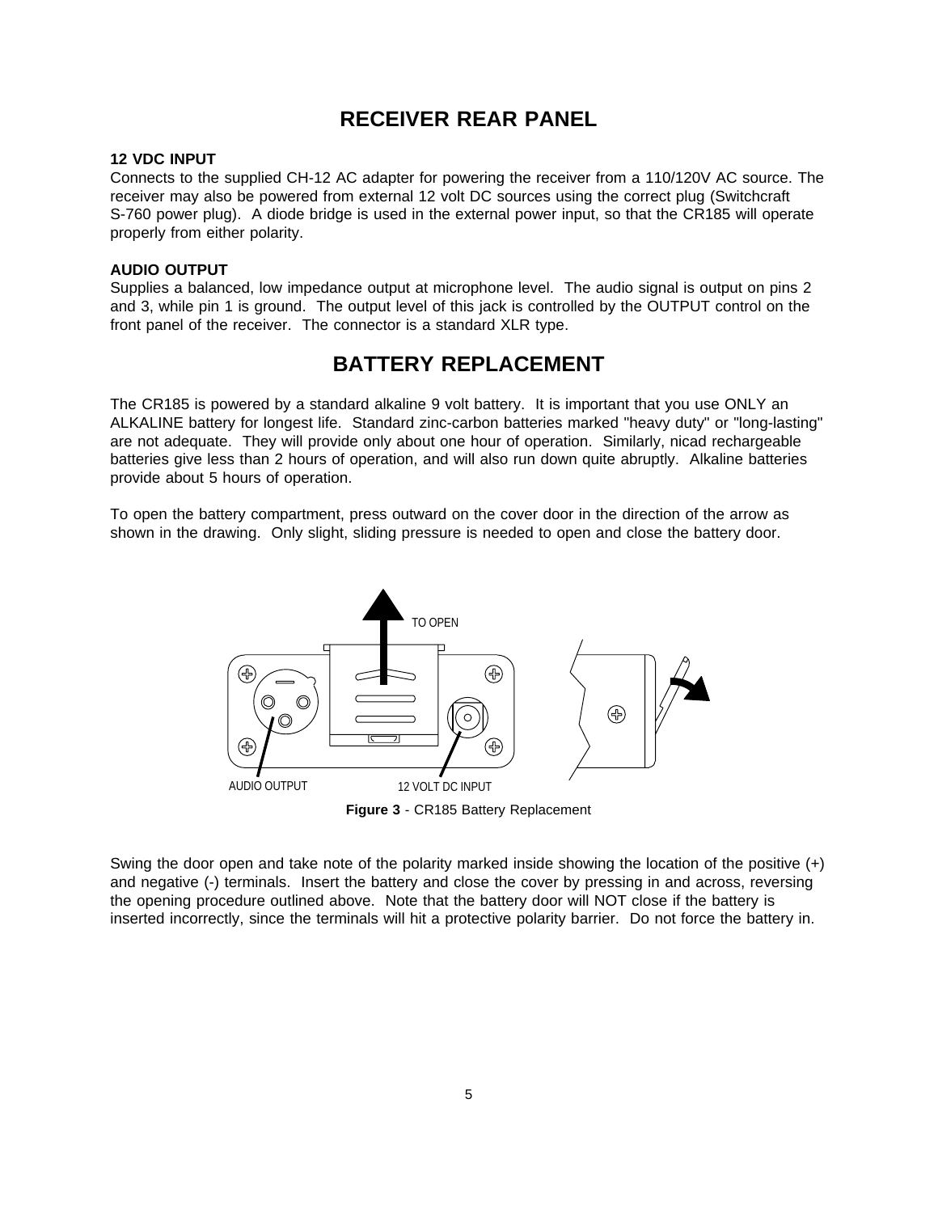## RECEIVER REAR PANEL

**12 VDC INPUT**
Connects to the supplied CH-12 AC adapter for powering the receiver from a 110/120V AC source. The receiver may also be powered from external 12 volt DC sources using the correct plug (Switchcraft S-760 power plug). A diode bridge is used in the external power input, so that the CR185 will operate properly from either polarity.

**AUDIO OUTPUT**
Supplies a balanced, low impedance output at microphone level. The audio signal is output on pins 2 and 3, while pin 1 is ground. The output level of this jack is controlled by the OUTPUT control on the front panel of the receiver. The connector is a standard XLR type.

## BATTERY REPLACEMENT

The CR185 is powered by a standard alkaline 9 volt battery. It is important that you use ONLY an ALKALINE battery for longest life. Standard zinc-carbon batteries marked "heavy duty" or "long-lasting" are not adequate. They will provide only about one hour of operation. Similarly, nicad rechargeable batteries give less than 2 hours of operation, and will also run down quite abruptly. Alkaline batteries provide about 5 hours of operation.

To open the battery compartment, press outward on the cover door in the direction of the arrow as shown in the drawing. Only slight, sliding pressure is needed to open and close the battery door.

TO OPEN

AUDIO OUTPUT

12 VOLT DC INPUT

**Figure 3** - CR185 Battery Replacement

Swing the door open and take note of the polarity marked inside showing the location of the positive (+) and negative (-) terminals. Insert the battery and close the cover by pressing in and across, reversing the opening procedure outlined above. Note that the battery door will NOT close if the battery is inserted incorrectly, since the terminals will hit a protective polarity barrier. Do not force the battery in.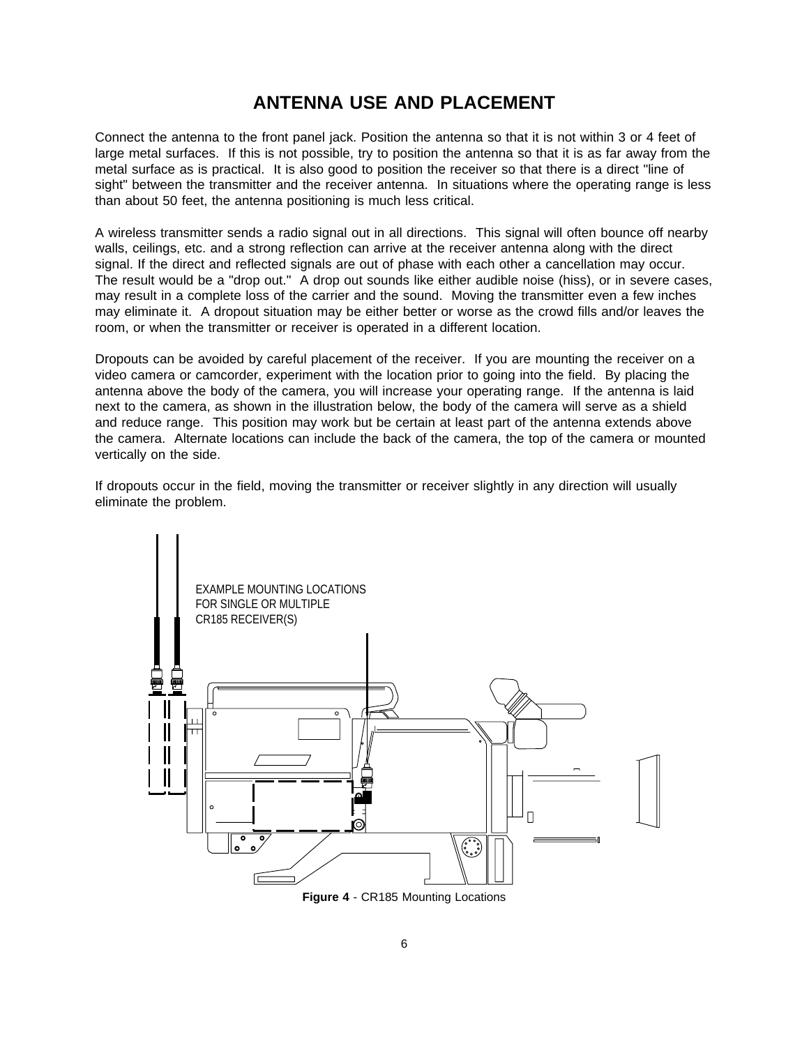# ANTENNA USE AND PLACEMENT

Connect the antenna to the front panel jack. Position the antenna so that it is not within 3 or 4 feet of large metal surfaces. If this is not possible, try to position the antenna so that it is as far away from the metal surface as is practical. It is also good to position the receiver so that there is a direct "line of sight" between the transmitter and the receiver antenna. In situations where the operating range is less than about 50 feet, the antenna positioning is much less critical.

A wireless transmitter sends a radio signal out in all directions. This signal will often bounce off nearby walls, ceilings, etc. and a strong reflection can arrive at the receiver antenna along with the direct signal. If the direct and reflected signals are out of phase with each other a cancellation may occur. The result would be a "drop out." A drop out sounds like either audible noise (hiss), or in severe cases, may result in a complete loss of the carrier and the sound. Moving the transmitter even a few inches may eliminate it. A dropout situation may be either better or worse as the crowd fills and/or leaves the room, or when the transmitter or receiver is operated in a different location.

Dropouts can be avoided by careful placement of the receiver. If you are mounting the receiver on a video camera or camcorder, experiment with the location prior to going into the field. By placing the antenna above the body of the camera, you will increase your operating range. If the antenna is laid next to the camera, as shown in the illustration below, the body of the camera will serve as a shield and reduce range. This position may work but be certain at least part of the antenna extends above the camera. Alternate locations can include the back of the camera, the top of the camera or mounted vertically on the side.

If dropouts occur in the field, moving the transmitter or receiver slightly in any direction will usually eliminate the problem.

EXAMPLE MOUNTING LOCATIONS FOR SINGLE OR MULTIPLE CR185 RECEIVER(S)

**Figure 4** - CR185 Mounting Locations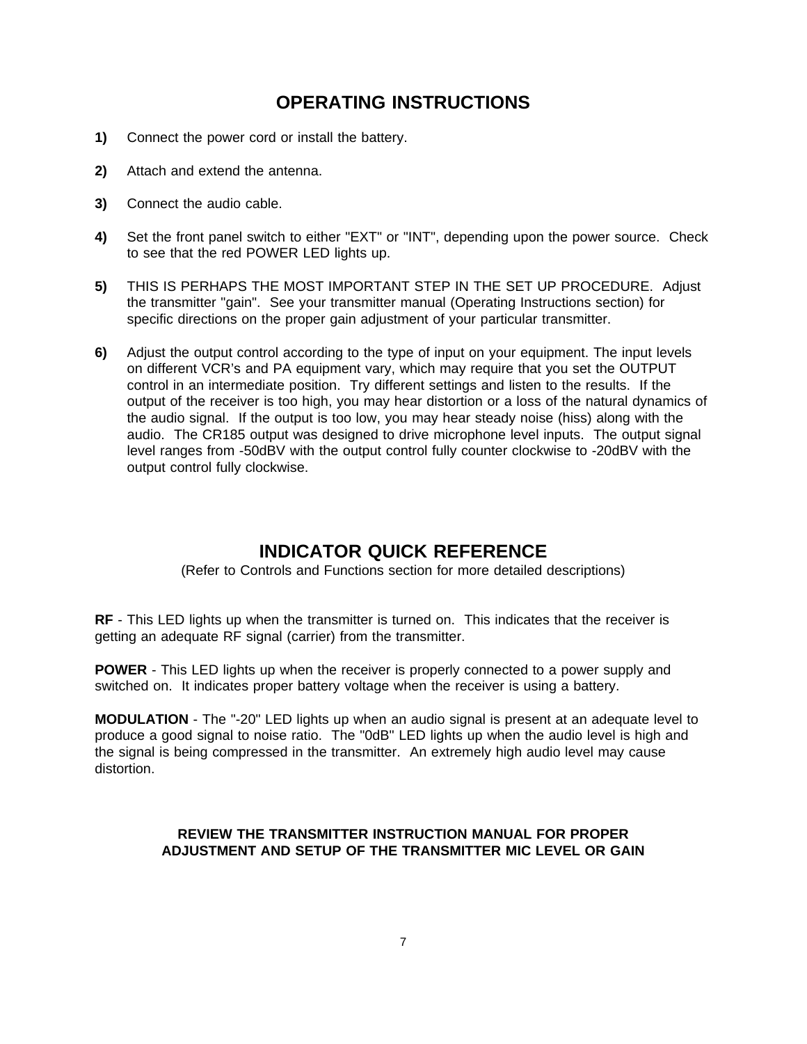# OPERATING INSTRUCTIONS

**1)** Connect the power cord or install the battery.

**2)** Attach and extend the antenna.

**3)** Connect the audio cable.

**4)** Set the front panel switch to either "EXT" or "INT", depending upon the power source. Check to see that the red POWER LED lights up.

**5)** THIS IS PERHAPS THE MOST IMPORTANT STEP IN THE SET UP PROCEDURE. Adjust the transmitter "gain". See your transmitter manual (Operating Instructions section) for specific directions on the proper gain adjustment of your particular transmitter.

**6)** Adjust the output control according to the type of input on your equipment. The input levels on different VCR's and PA equipment vary, which may require that you set the OUTPUT control in an intermediate position. Try different settings and listen to the results. If the output of the receiver is too high, you may hear distortion or a loss of the natural dynamics of the audio signal. If the output is too low, you may hear steady noise (hiss) along with the audio. The CR185 output was designed to drive microphone level inputs. The output signal level ranges from -50dBV with the output control fully counter clockwise to -20dBV with the output control fully clockwise.

# INDICATOR QUICK REFERENCE

(Refer to Controls and Functions section for more detailed descriptions)

**RF** - This LED lights up when the transmitter is turned on. This indicates that the receiver is getting an adequate RF signal (carrier) from the transmitter.

**POWER** - This LED lights up when the receiver is properly connected to a power supply and switched on. It indicates proper battery voltage when the receiver is using a battery.

**MODULATION** - The "-20" LED lights up when an audio signal is present at an adequate level to produce a good signal to noise ratio. The "0dB" LED lights up when the audio level is high and the signal is being compressed in the transmitter. An extremely high audio level may cause distortion.

**REVIEW THE TRANSMITTER INSTRUCTION MANUAL FOR PROPER ADJUSTMENT AND SETUP OF THE TRANSMITTER MIC LEVEL OR GAIN**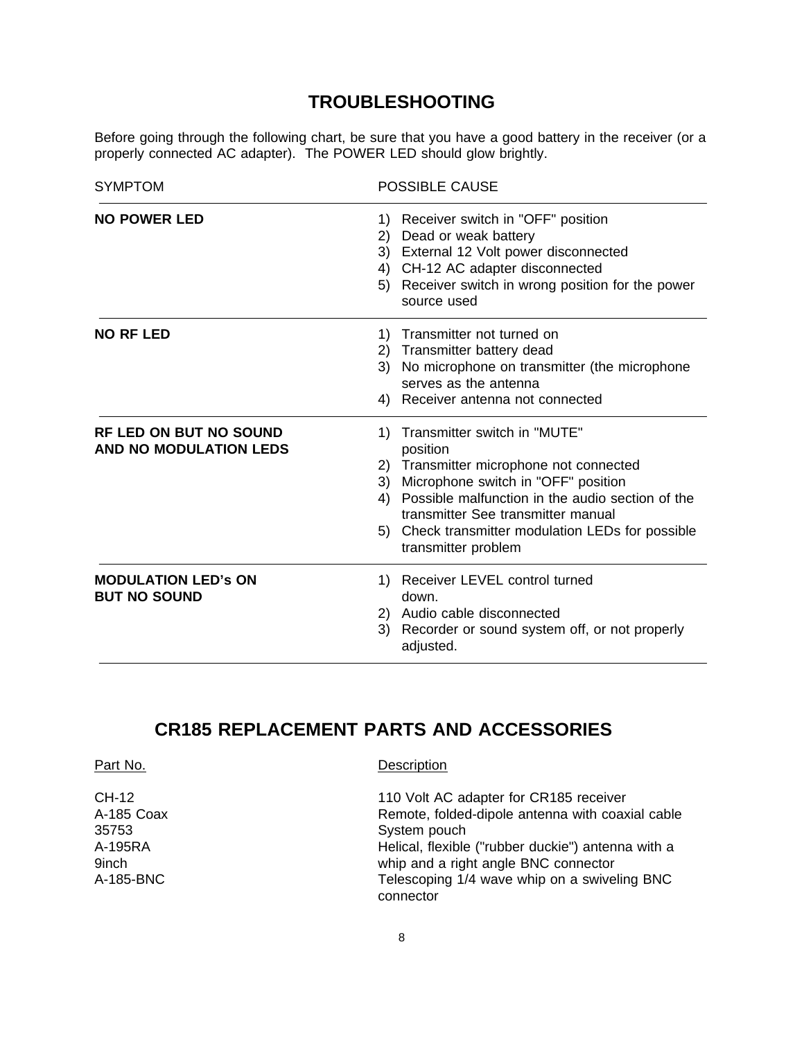# TROUBLESHOOTING

Before going through the following chart, be sure that you have a good battery in the receiver (or a properly connected AC adapter). The POWER LED should glow brightly.

| SYMPTOM | POSSIBLE CAUSE |
|---|---|
| **NO POWER LED** | 1) Receiver switch in "OFF" position<br>2) Dead or weak battery<br>3) External 12 Volt power disconnected<br>4) CH-12 AC adapter disconnected<br>5) Receiver switch in wrong position for the power source used |
| **NO RF LED** | 1) Transmitter not turned on<br>2) Transmitter battery dead<br>3) No microphone on transmitter (the microphone serves as the antenna<br>4) Receiver antenna not connected |
| **RF LED ON BUT NO SOUND AND NO MODULATION LEDS** | 1) Transmitter switch in "MUTE" position<br>2) Transmitter microphone not connected<br>3) Microphone switch in "OFF" position<br>4) Possible malfunction in the audio section of the transmitter See transmitter manual<br>5) Check transmitter modulation LEDs for possible transmitter problem |
| **MODULATION LED's ON BUT NO SOUND** | 1) Receiver LEVEL control turned down.<br>2) Audio cable disconnected<br>3) Recorder or sound system off, or not properly adjusted. |

# CR185 REPLACEMENT PARTS AND ACCESSORIES

| Part No. | Description |
|---|---|
| CH-12 | 110 Volt AC adapter for CR185 receiver |
| A-185 Coax | Remote, folded-dipole antenna with coaxial cable |
| 35753 | System pouch |
| A-195RA 9inch | Helical, flexible ("rubber duckie") antenna with a whip and a right angle BNC connector |
| A-185-BNC | Telescoping 1/4 wave whip on a swiveling BNC connector |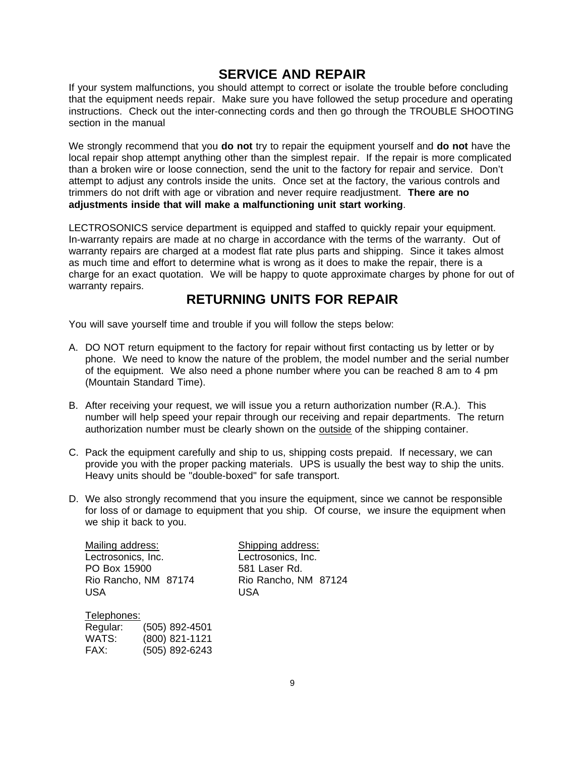# SERVICE AND REPAIR

If your system malfunctions, you should attempt to correct or isolate the trouble before concluding that the equipment needs repair. Make sure you have followed the setup procedure and operating instructions. Check out the inter-connecting cords and then go through the TROUBLE SHOOTING section in the manual

We strongly recommend that you **do not** try to repair the equipment yourself and **do not** have the local repair shop attempt anything other than the simplest repair. If the repair is more complicated than a broken wire or loose connection, send the unit to the factory for repair and service. Don't attempt to adjust any controls inside the units. Once set at the factory, the various controls and trimmers do not drift with age or vibration and never require readjustment. **There are no adjustments inside that will make a malfunctioning unit start working**.

LECTROSONICS service department is equipped and staffed to quickly repair your equipment. In-warranty repairs are made at no charge in accordance with the terms of the warranty. Out of warranty repairs are charged at a modest flat rate plus parts and shipping. Since it takes almost as much time and effort to determine what is wrong as it does to make the repair, there is a charge for an exact quotation. We will be happy to quote approximate charges by phone for out of warranty repairs.

# RETURNING UNITS FOR REPAIR

You will save yourself time and trouble if you will follow the steps below:

A. DO NOT return equipment to the factory for repair without first contacting us by letter or by phone. We need to know the nature of the problem, the model number and the serial number of the equipment. We also need a phone number where you can be reached 8 am to 4 pm (Mountain Standard Time).

B. After receiving your request, we will issue you a return authorization number (R.A.). This number will help speed your repair through our receiving and repair departments. The return authorization number must be clearly shown on the outside of the shipping container.

C. Pack the equipment carefully and ship to us, shipping costs prepaid. If necessary, we can provide you with the proper packing materials. UPS is usually the best way to ship the units. Heavy units should be "double-boxed" for safe transport.

D. We also strongly recommend that you insure the equipment, since we cannot be responsible for loss of or damage to equipment that you ship. Of course, we insure the equipment when we ship it back to you.

| Mailing address: | Shipping address: |
|---|---|
| Lectrosonics, Inc. | Lectrosonics, Inc. |
| PO Box 15900 | 581 Laser Rd. |
| Rio Rancho, NM 87174 | Rio Rancho, NM 87124 |
| USA | USA |

Telephones:

| | |
|---|---|
| Regular: | (505) 892-4501 |
| WATS: | (800) 821-1121 |
| FAX: | (505) 892-6243 |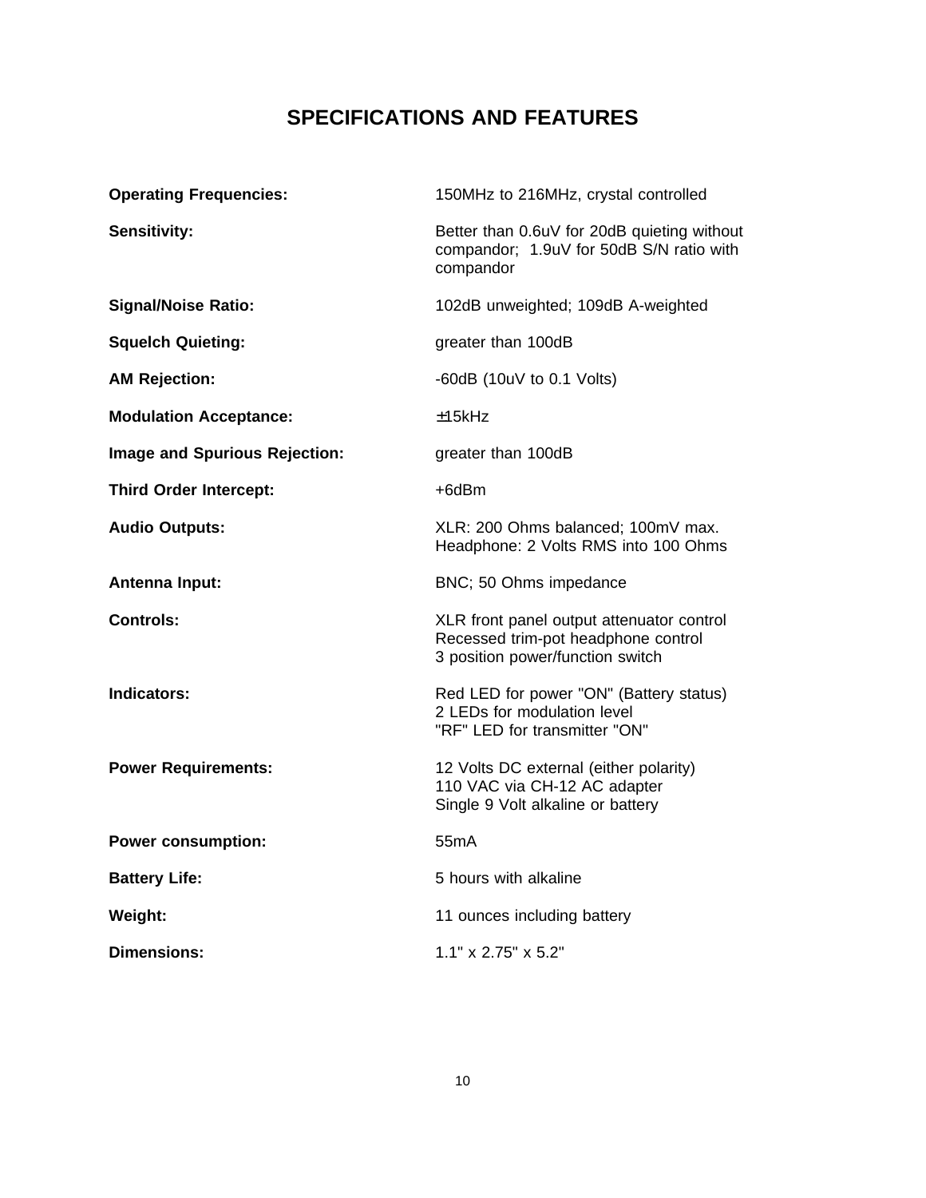# SPECIFICATIONS AND FEATURES

| | |
|---|---|
| **Operating Frequencies:** | 150MHz to 216MHz, crystal controlled |
| **Sensitivity:** | Better than 0.6uV for 20dB quieting without compandor; 1.9uV for 50dB S/N ratio with compandor |
| **Signal/Noise Ratio:** | 102dB unweighted; 109dB A-weighted |
| **Squelch Quieting:** | greater than 100dB |
| **AM Rejection:** | -60dB (10uV to 0.1 Volts) |
| **Modulation Acceptance:** | ±15kHz |
| **Image and Spurious Rejection:** | greater than 100dB |
| **Third Order Intercept:** | +6dBm |
| **Audio Outputs:** | XLR: 200 Ohms balanced; 100mV max.<br>Headphone: 2 Volts RMS into 100 Ohms |
| **Antenna Input:** | BNC; 50 Ohms impedance |
| **Controls:** | XLR front panel output attenuator control<br>Recessed trim-pot headphone control<br>3 position power/function switch |
| **Indicators:** | Red LED for power "ON" (Battery status)<br>2 LEDs for modulation level<br>"RF" LED for transmitter "ON" |
| **Power Requirements:** | 12 Volts DC external (either polarity)<br>110 VAC via CH-12 AC adapter<br>Single 9 Volt alkaline or battery |
| **Power consumption:** | 55mA |
| **Battery Life:** | 5 hours with alkaline |
| **Weight:** | 11 ounces including battery |
| **Dimensions:** | 1.1" x 2.75" x 5.2" |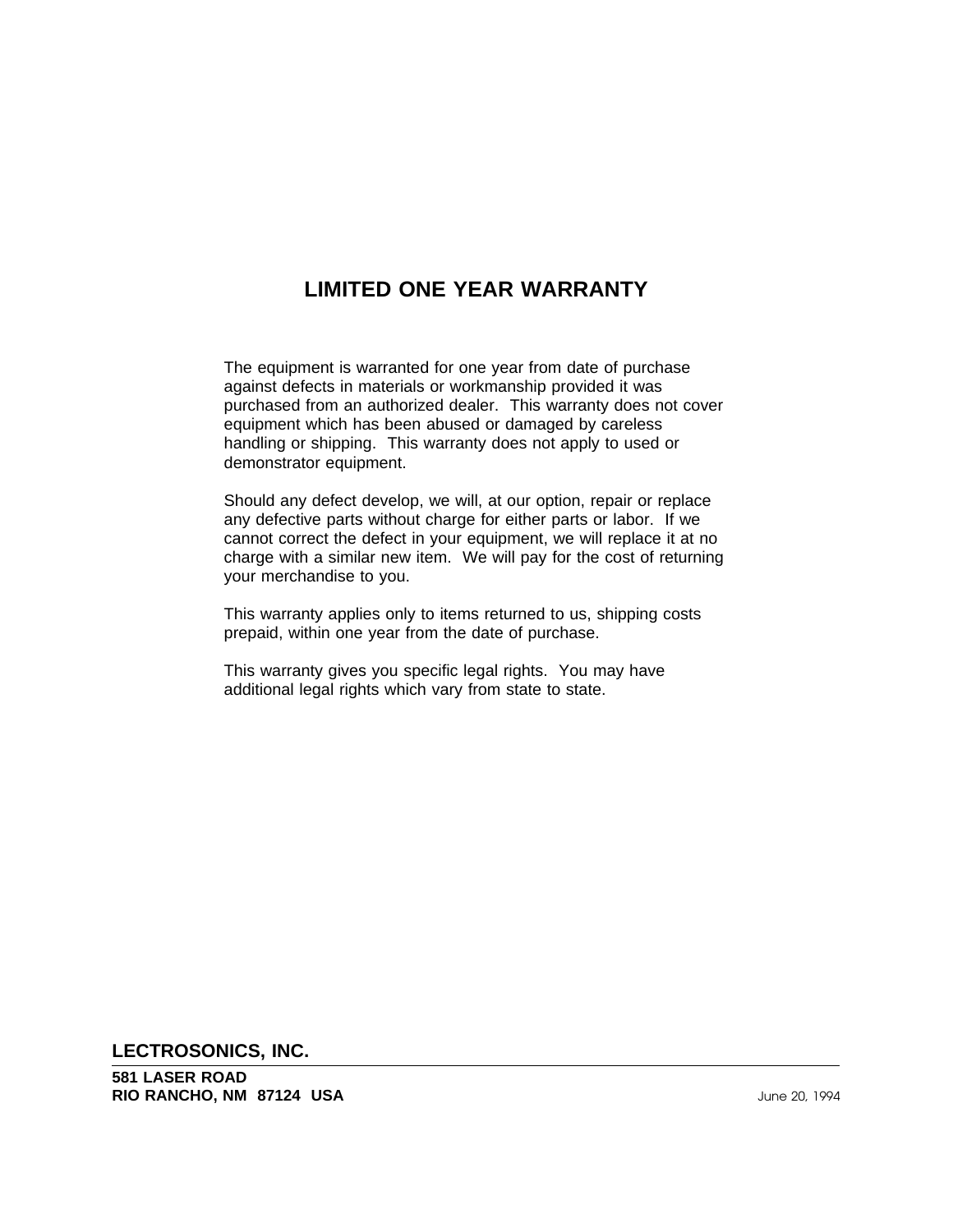# LIMITED ONE YEAR WARRANTY

The equipment is warranted for one year from date of purchase against defects in materials or workmanship provided it was purchased from an authorized dealer. This warranty does not cover equipment which has been abused or damaged by careless handling or shipping. This warranty does not apply to used or demonstrator equipment.

Should any defect develop, we will, at our option, repair or replace any defective parts without charge for either parts or labor. If we cannot correct the defect in your equipment, we will replace it at no charge with a similar new item. We will pay for the cost of returning your merchandise to you.

This warranty applies only to items returned to us, shipping costs prepaid, within one year from the date of purchase.

This warranty gives you specific legal rights. You may have additional legal rights which vary from state to state.

**LECTROSONICS, INC.**

**581 LASER ROAD**
**RIO RANCHO, NM 87124 USA**

June 20, 1994